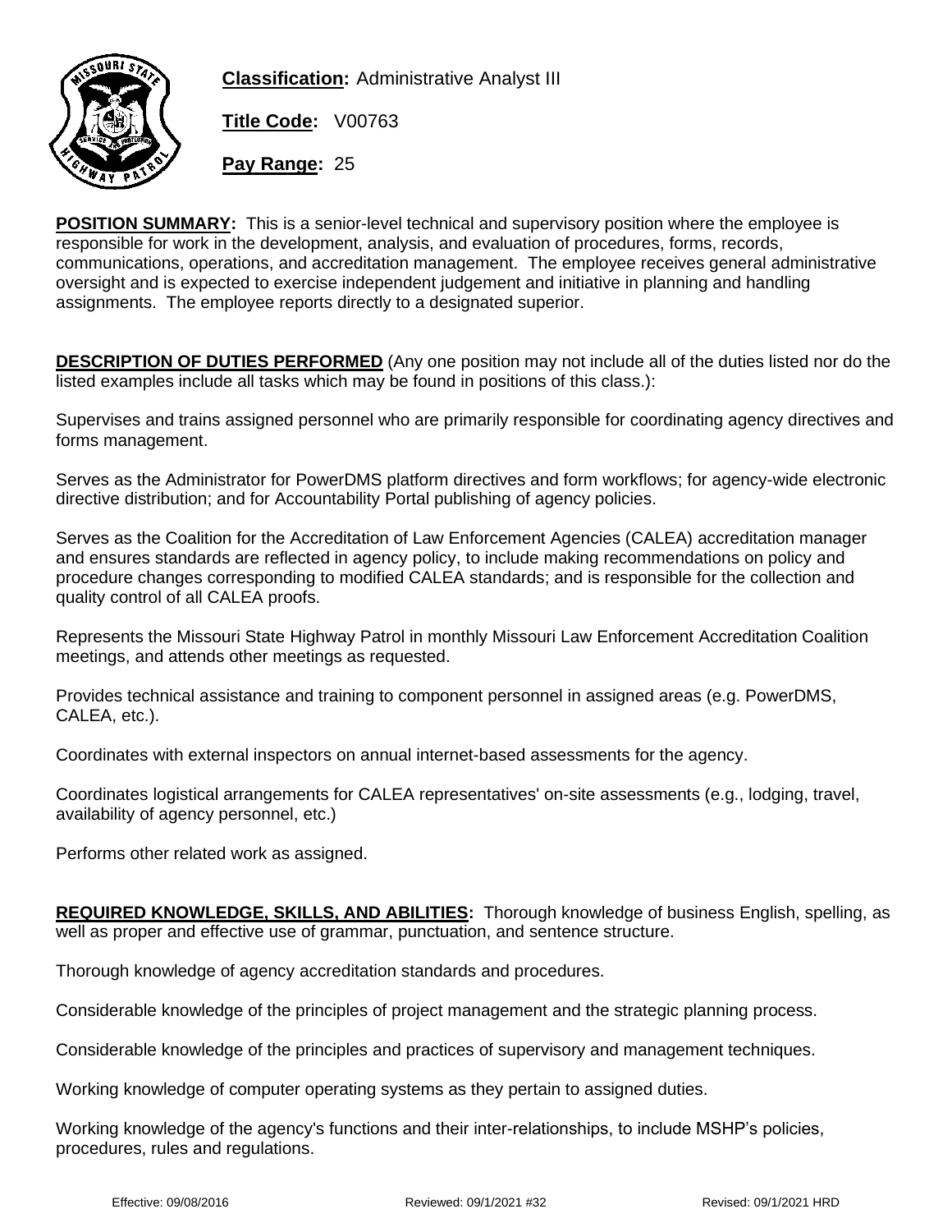**Classification:** Administrative Analyst III

**Title Code:** V00763

**Pay Range:** 25

**POSITION SUMMARY:** This is a senior-level technical and supervisory position where the employee is responsible for work in the development, analysis, and evaluation of procedures, forms, records, communications, operations, and accreditation management. The employee receives general administrative oversight and is expected to exercise independent judgement and initiative in planning and handling assignments. The employee reports directly to a designated superior.

**DESCRIPTION OF DUTIES PERFORMED** (Any one position may not include all of the duties listed nor do the listed examples include all tasks which may be found in positions of this class.):

Supervises and trains assigned personnel who are primarily responsible for coordinating agency directives and forms management.

Serves as the Administrator for PowerDMS platform directives and form workflows; for agency-wide electronic directive distribution; and for Accountability Portal publishing of agency policies.

Serves as the Coalition for the Accreditation of Law Enforcement Agencies (CALEA) accreditation manager and ensures standards are reflected in agency policy, to include making recommendations on policy and procedure changes corresponding to modified CALEA standards; and is responsible for the collection and quality control of all CALEA proofs.

Represents the Missouri State Highway Patrol in monthly Missouri Law Enforcement Accreditation Coalition meetings, and attends other meetings as requested.

Provides technical assistance and training to component personnel in assigned areas (e.g. PowerDMS, CALEA, etc.).

Coordinates with external inspectors on annual internet-based assessments for the agency.

Coordinates logistical arrangements for CALEA representatives' on-site assessments (e.g., lodging, travel, availability of agency personnel, etc.)

Performs other related work as assigned.

**REQUIRED KNOWLEDGE, SKILLS, AND ABILITIES:** Thorough knowledge of business English, spelling, as well as proper and effective use of grammar, punctuation, and sentence structure.

Thorough knowledge of agency accreditation standards and procedures.

Considerable knowledge of the principles of project management and the strategic planning process.

Considerable knowledge of the principles and practices of supervisory and management techniques.

Working knowledge of computer operating systems as they pertain to assigned duties.

Working knowledge of the agency's functions and their inter-relationships, to include MSHP's policies, procedures, rules and regulations.

Effective: 09/08/2016 Reviewed: 09/1/2021 #32 Revised: 09/1/2021 HRD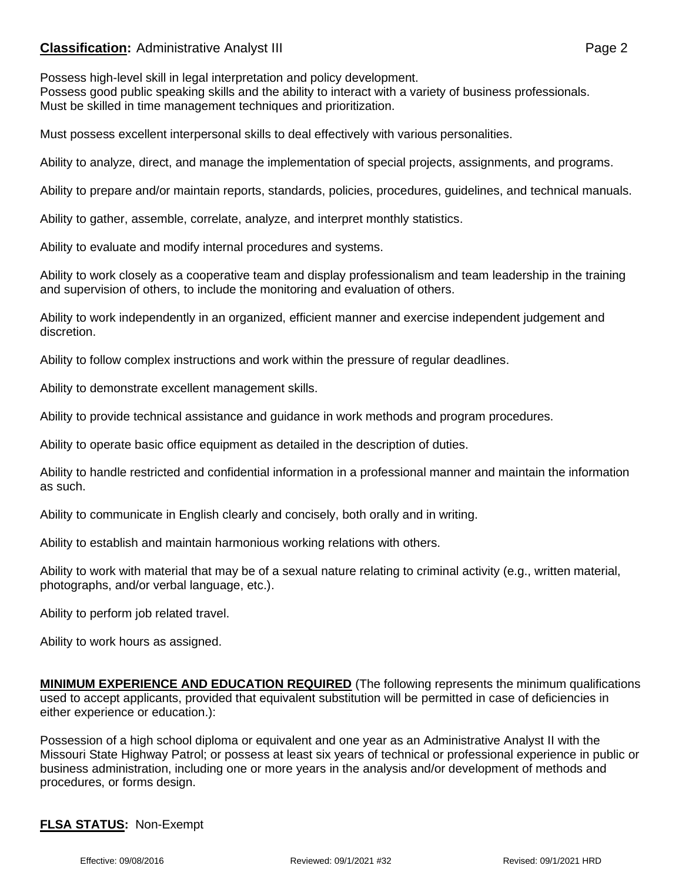Possess high-level skill in legal interpretation and policy development.
Possess good public speaking skills and the ability to interact with a variety of business professionals.
Must be skilled in time management techniques and prioritization.

Must possess excellent interpersonal skills to deal effectively with various personalities.

Ability to analyze, direct, and manage the implementation of special projects, assignments, and programs.

Ability to prepare and/or maintain reports, standards, policies, procedures, guidelines, and technical manuals.

Ability to gather, assemble, correlate, analyze, and interpret monthly statistics.

Ability to evaluate and modify internal procedures and systems.

Ability to work closely as a cooperative team and display professionalism and team leadership in the training and supervision of others, to include the monitoring and evaluation of others.

Ability to work independently in an organized, efficient manner and exercise independent judgement and discretion.

Ability to follow complex instructions and work within the pressure of regular deadlines.

Ability to demonstrate excellent management skills.

Ability to provide technical assistance and guidance in work methods and program procedures.

Ability to operate basic office equipment as detailed in the description of duties.

Ability to handle restricted and confidential information in a professional manner and maintain the information as such.

Ability to communicate in English clearly and concisely, both orally and in writing.

Ability to establish and maintain harmonious working relations with others.

Ability to work with material that may be of a sexual nature relating to criminal activity (e.g., written material, photographs, and/or verbal language, etc.).

Ability to perform job related travel.

Ability to work hours as assigned.

**MINIMUM EXPERIENCE AND EDUCATION REQUIRED** (The following represents the minimum qualifications used to accept applicants, provided that equivalent substitution will be permitted in case of deficiencies in either experience or education.):

Possession of a high school diploma or equivalent and one year as an Administrative Analyst II with the Missouri State Highway Patrol; or possess at least six years of technical or professional experience in public or business administration, including one or more years in the analysis and/or development of methods and procedures, or forms design.

**FLSA STATUS:** Non-Exempt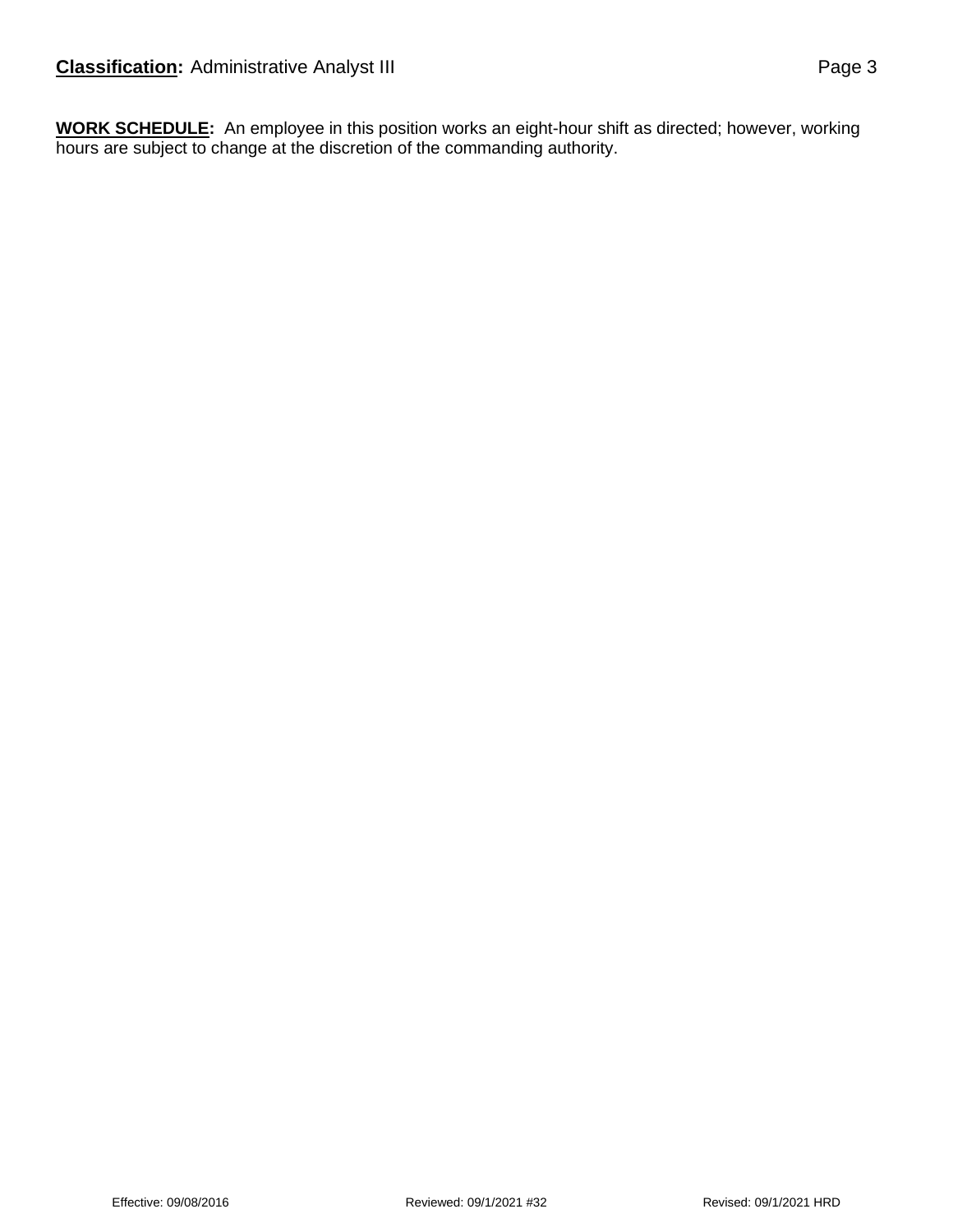**WORK SCHEDULE:** An employee in this position works an eight-hour shift as directed; however, working hours are subject to change at the discretion of the commanding authority.